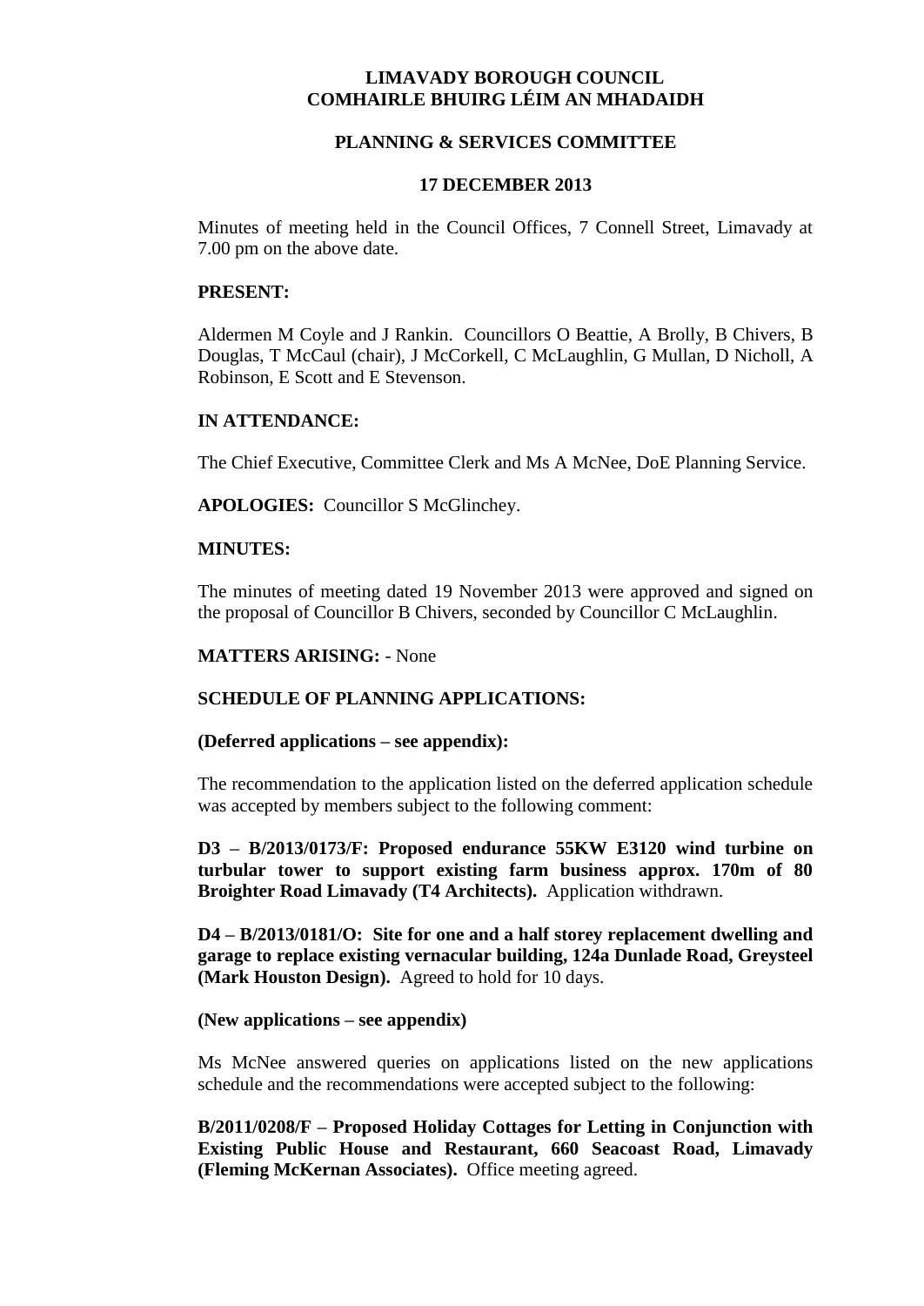# LIMAVADY BOROUGH COUNCIL
# COMHAIRLE BHUIRG LÉIM AN MHADAIDH

## PLANNING & SERVICES COMMITTEE

## 17 DECEMBER 2013

Minutes of meeting held in the Council Offices, 7 Connell Street, Limavady at 7.00 pm on the above date.

**PRESENT:**

Aldermen M Coyle and J Rankin. Councillors O Beattie, A Brolly, B Chivers, B Douglas, T McCaul (chair), J McCorkell, C McLaughlin, G Mullan, D Nicholl, A Robinson, E Scott and E Stevenson.

**IN ATTENDANCE:**

The Chief Executive, Committee Clerk and Ms A McNee, DoE Planning Service.

**APOLOGIES:** Councillor S McGlinchey.

**MINUTES:**

The minutes of meeting dated 19 November 2013 were approved and signed on the proposal of Councillor B Chivers, seconded by Councillor C McLaughlin.

**MATTERS ARISING:** - None

**SCHEDULE OF PLANNING APPLICATIONS:**

**(Deferred applications – see appendix):**

The recommendation to the application listed on the deferred application schedule was accepted by members subject to the following comment:

**D3 – B/2013/0173/F: Proposed endurance 55KW E3120 wind turbine on turbular tower to support existing farm business approx. 170m of 80 Broighter Road Limavady (T4 Architects).** Application withdrawn.

**D4 – B/2013/0181/O: Site for one and a half storey replacement dwelling and garage to replace existing vernacular building, 124a Dunlade Road, Greysteel (Mark Houston Design).** Agreed to hold for 10 days.

**(New applications – see appendix)**

Ms McNee answered queries on applications listed on the new applications schedule and the recommendations were accepted subject to the following:

**B/2011/0208/F – Proposed Holiday Cottages for Letting in Conjunction with Existing Public House and Restaurant, 660 Seacoast Road, Limavady (Fleming McKernan Associates).** Office meeting agreed.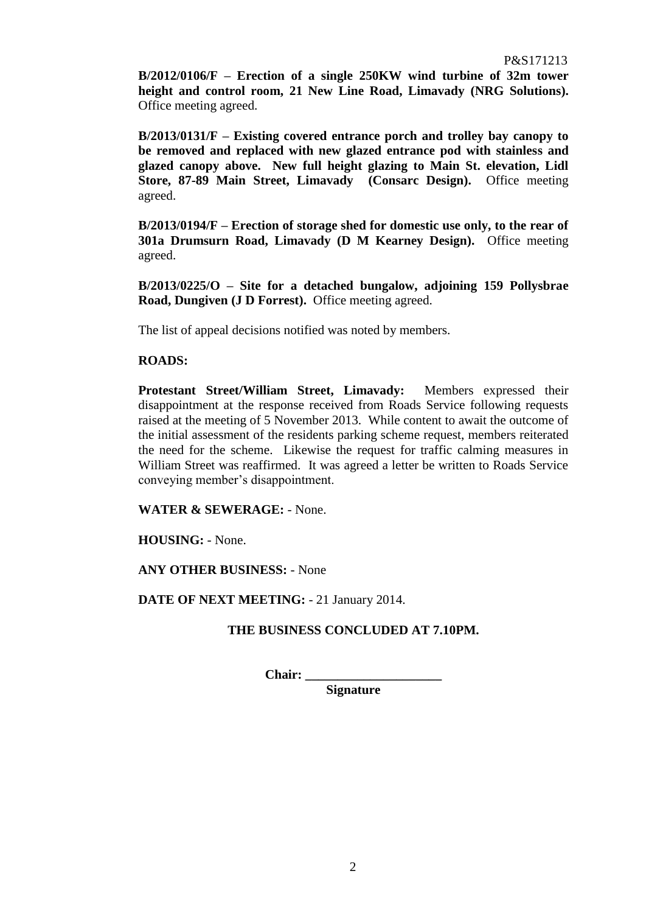**B/2012/0106/F – Erection of a single 250KW wind turbine of 32m tower height and control room, 21 New Line Road, Limavady (NRG Solutions).** Office meeting agreed.

**B/2013/0131/F – Existing covered entrance porch and trolley bay canopy to be removed and replaced with new glazed entrance pod with stainless and glazed canopy above. New full height glazing to Main St. elevation, Lidl Store, 87-89 Main Street, Limavady (Consarc Design).** Office meeting agreed.

**B/2013/0194/F – Erection of storage shed for domestic use only, to the rear of 301a Drumsurn Road, Limavady (D M Kearney Design).** Office meeting agreed.

**B/2013/0225/O – Site for a detached bungalow, adjoining 159 Pollysbrae Road, Dungiven (J D Forrest).** Office meeting agreed.

The list of appeal decisions notified was noted by members.

**ROADS:**

**Protestant Street/William Street, Limavady:** Members expressed their disappointment at the response received from Roads Service following requests raised at the meeting of 5 November 2013. While content to await the outcome of the initial assessment of the residents parking scheme request, members reiterated the need for the scheme. Likewise the request for traffic calming measures in William Street was reaffirmed. It was agreed a letter be written to Roads Service conveying member's disappointment.

**WATER & SEWERAGE:** - None.

**HOUSING:** - None.

**ANY OTHER BUSINESS:** - None

**DATE OF NEXT MEETING:** - 21 January 2014.

**THE BUSINESS CONCLUDED AT 7.10PM.**

**Chair: \_\_\_\_\_\_\_\_\_\_\_\_\_\_\_\_\_\_\_\_\_**

**Signature**